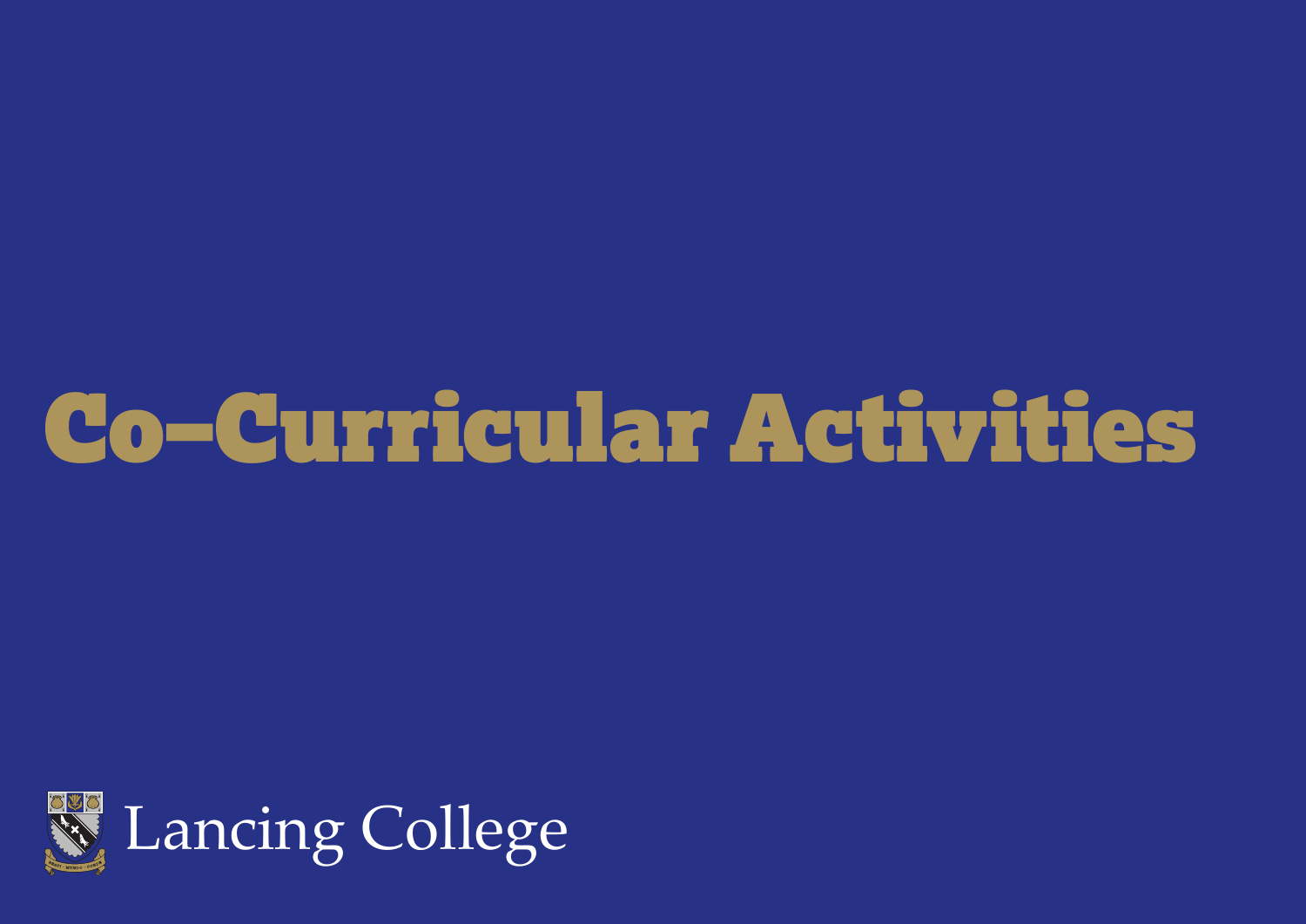# Co-Curricular Activities

Lancing College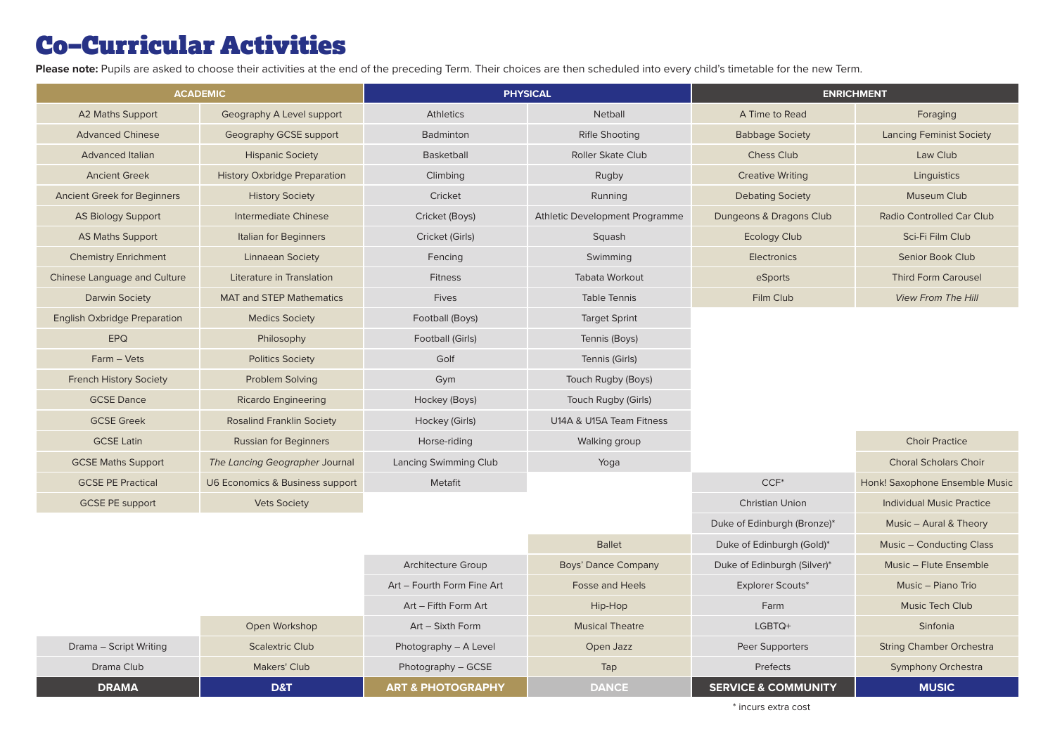# Co–Curricular Activities

**Please note:** Pupils are asked to choose their activities at the end of the preceding Term. Their choices are then scheduled into every child's timetable for the new Term.

## Academic

| ACADEMIC | |
|---|---|
| A2 Maths Support | Geography A Level support |
| Advanced Chinese | Geography GCSE support |
| Advanced Italian | Hispanic Society |
| Ancient Greek | History Oxbridge Preparation |
| Ancient Greek for Beginners | History Society |
| AS Biology Support | Intermediate Chinese |
| AS Maths Support | Italian for Beginners |
| Chemistry Enrichment | Linnaean Society |
| Chinese Language and Culture | Literature in Translation |
| Darwin Society | MAT and STEP Mathematics |
| English Oxbridge Preparation | Medics Society |
| EPQ | Philosophy |
| Farm – Vets | Politics Society |
| French History Society | Problem Solving |
| GCSE Dance | Ricardo Engineering |
| GCSE Greek | Rosalind Franklin Society |
| GCSE Latin | Russian for Beginners |
| GCSE Maths Support | *The Lancing Geographer* Journal |
| GCSE PE Practical | U6 Economics & Business support |
| GCSE PE support | Vets Society |

## Physical

| PHYSICAL | |
|---|---|
| Athletics | Netball |
| Badminton | Rifle Shooting |
| Basketball | Roller Skate Club |
| Climbing | Rugby |
| Cricket | Running |
| Cricket (Boys) | Athletic Development Programme |
| Cricket (Girls) | Squash |
| Fencing | Swimming |
| Fitness | Tabata Workout |
| Fives | Table Tennis |
| Football (Boys) | Target Sprint |
| Football (Girls) | Tennis (Boys) |
| Golf | Tennis (Girls) |
| Gym | Touch Rugby (Boys) |
| Hockey (Boys) | Touch Rugby (Girls) |
| Hockey (Girls) | U14A & U15A Team Fitness |
| Horse-riding | Walking group |
| Lancing Swimming Club | Yoga |
| Metafit | |

## Enrichment

| ENRICHMENT | |
|---|---|
| A Time to Read | Foraging |
| Babbage Society | Lancing Feminist Society |
| Chess Club | Law Club |
| Creative Writing | Linguistics |
| Debating Society | Museum Club |
| Dungeons & Dragons Club | Radio Controlled Car Club |
| Ecology Club | Sci-Fi Film Club |
| Electronics | Senior Book Club |
| eSports | Third Form Carousel |
| Film Club | *View From The Hill* |

## Drama, D&T, Art & Photography, Dance, Service & Community, Music

| DRAMA | D&T | ART & PHOTOGRAPHY | DANCE | SERVICE & COMMUNITY | MUSIC |
|---|---|---|---|---|---|
| | | | | | Choir Practice |
| | | | | | Choral Scholars Choir |
| | | | | CCF* | Honk! Saxophone Ensemble Music |
| | | | | Christian Union | Individual Music Practice |
| | | | | Duke of Edinburgh (Bronze)* | Music – Aural & Theory |
| | | | Ballet | Duke of Edinburgh (Gold)* | Music – Conducting Class |
| | | Architecture Group | Boys' Dance Company | Duke of Edinburgh (Silver)* | Music – Flute Ensemble |
| | | Art – Fourth Form Fine Art | Fosse and Heels | Explorer Scouts* | Music – Piano Trio |
| | | Art – Fifth Form Art | Hip-Hop | Farm | Music Tech Club |
| | Open Workshop | Art – Sixth Form | Musical Theatre | LGBTQ+ | Sinfonia |
| Drama – Script Writing | Scalextric Club | Photography – A Level | Open Jazz | Peer Supporters | String Chamber Orchestra |
| Drama Club | Makers' Club | Photography – GCSE | Tap | Prefects | Symphony Orchestra |

* incurs extra cost